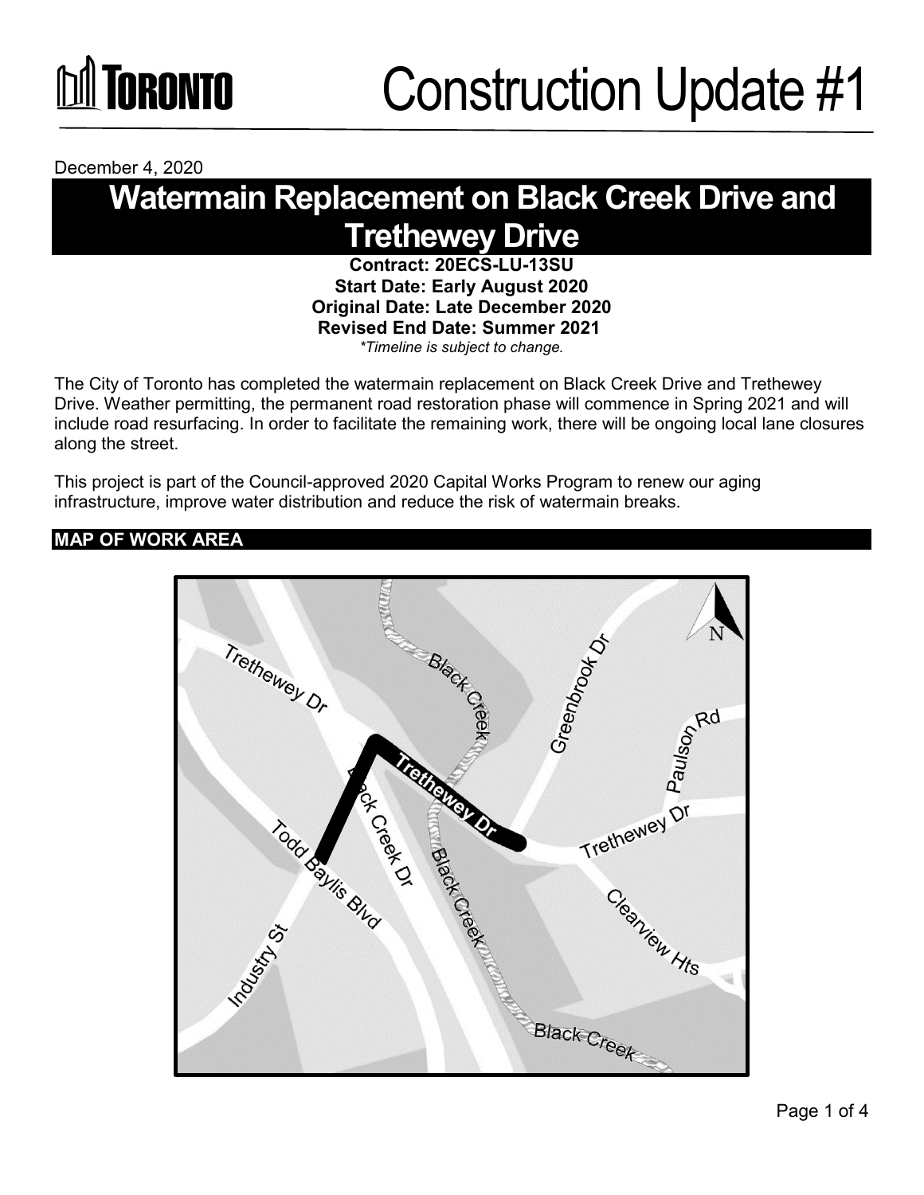# Construction Update #1

December 4, 2020

## Watermain Replacement on Black Creek Drive and Trethewey Drive

**Contract: 20ECS-LU-13SU**
**Start Date: Early August 2020**
**Original Date: Late December 2020**
**Revised End Date: Summer 2021**
*\*Timeline is subject to change.*

The City of Toronto has completed the watermain replacement on Black Creek Drive and Trethewey Drive. Weather permitting, the permanent road restoration phase will commence in Spring 2021 and will include road resurfacing. In order to facilitate the remaining work, there will be ongoing local lane closures along the street.

This project is part of the Council-approved 2020 Capital Works Program to renew our aging infrastructure, improve water distribution and reduce the risk of watermain breaks.

### MAP OF WORK AREA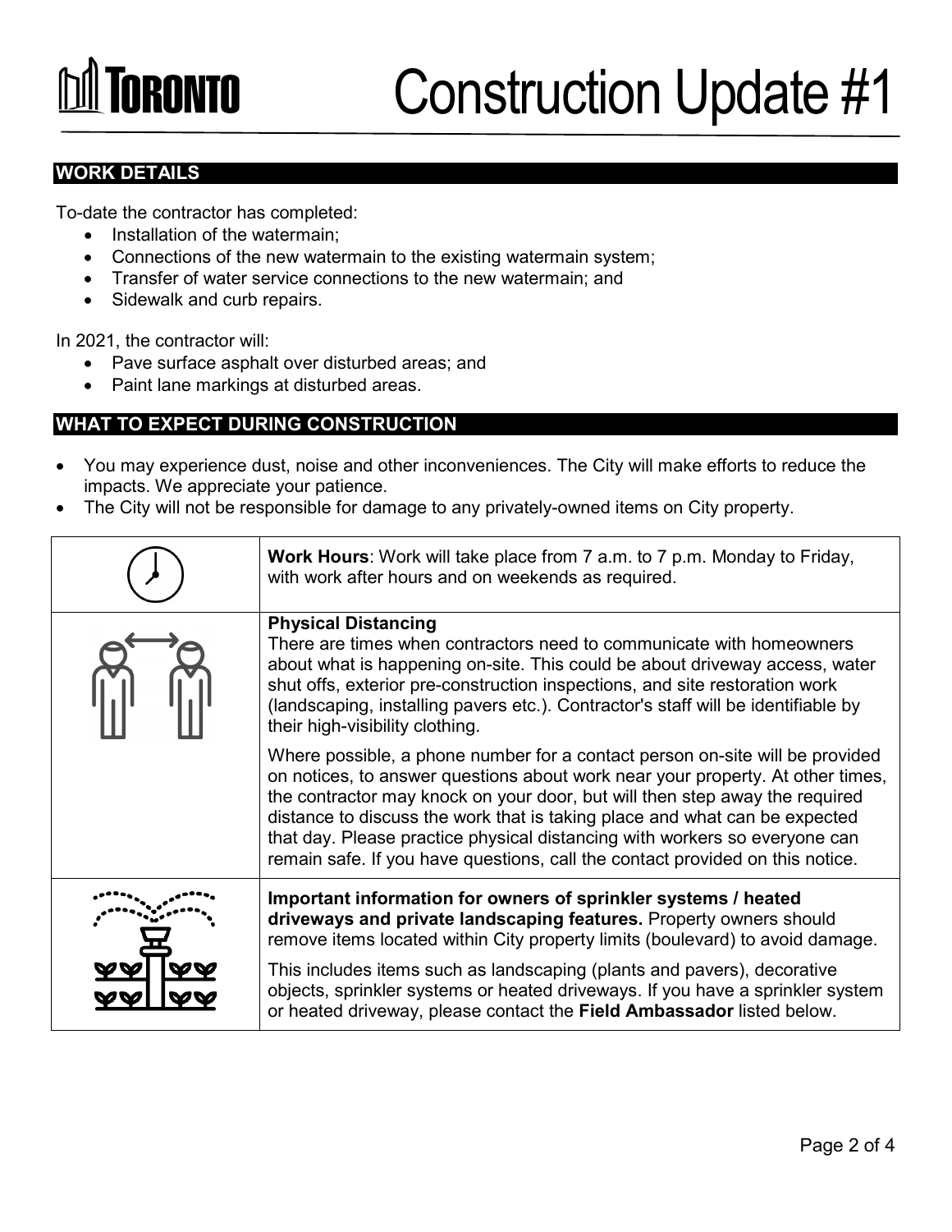# Construction Update #1

## WORK DETAILS

To-date the contractor has completed:

- Installation of the watermain;
- Connections of the new watermain to the existing watermain system;
- Transfer of water service connections to the new watermain; and
- Sidewalk and curb repairs.

In 2021, the contractor will:

- Pave surface asphalt over disturbed areas; and
- Paint lane markings at disturbed areas.

## WHAT TO EXPECT DURING CONSTRUCTION

- You may experience dust, noise and other inconveniences. The City will make efforts to reduce the impacts. We appreciate your patience.
- The City will not be responsible for damage to any privately-owned items on City property.

| | |
|---|---|
| | **Work Hours**: Work will take place from 7 a.m. to 7 p.m. Monday to Friday, with work after hours and on weekends as required. |
| | **Physical Distancing**<br>There are times when contractors need to communicate with homeowners about what is happening on-site. This could be about driveway access, water shut offs, exterior pre-construction inspections, and site restoration work (landscaping, installing pavers etc.). Contractor's staff will be identifiable by their high-visibility clothing.<br><br>Where possible, a phone number for a contact person on-site will be provided on notices, to answer questions about work near your property. At other times, the contractor may knock on your door, but will then step away the required distance to discuss the work that is taking place and what can be expected that day. Please practice physical distancing with workers so everyone can remain safe. If you have questions, call the contact provided on this notice. |
| | **Important information for owners of sprinkler systems / heated driveways and private landscaping features.** Property owners should remove items located within City property limits (boulevard) to avoid damage.<br><br>This includes items such as landscaping (plants and pavers), decorative objects, sprinkler systems or heated driveways. If you have a sprinkler system or heated driveway, please contact the **Field Ambassador** listed below. |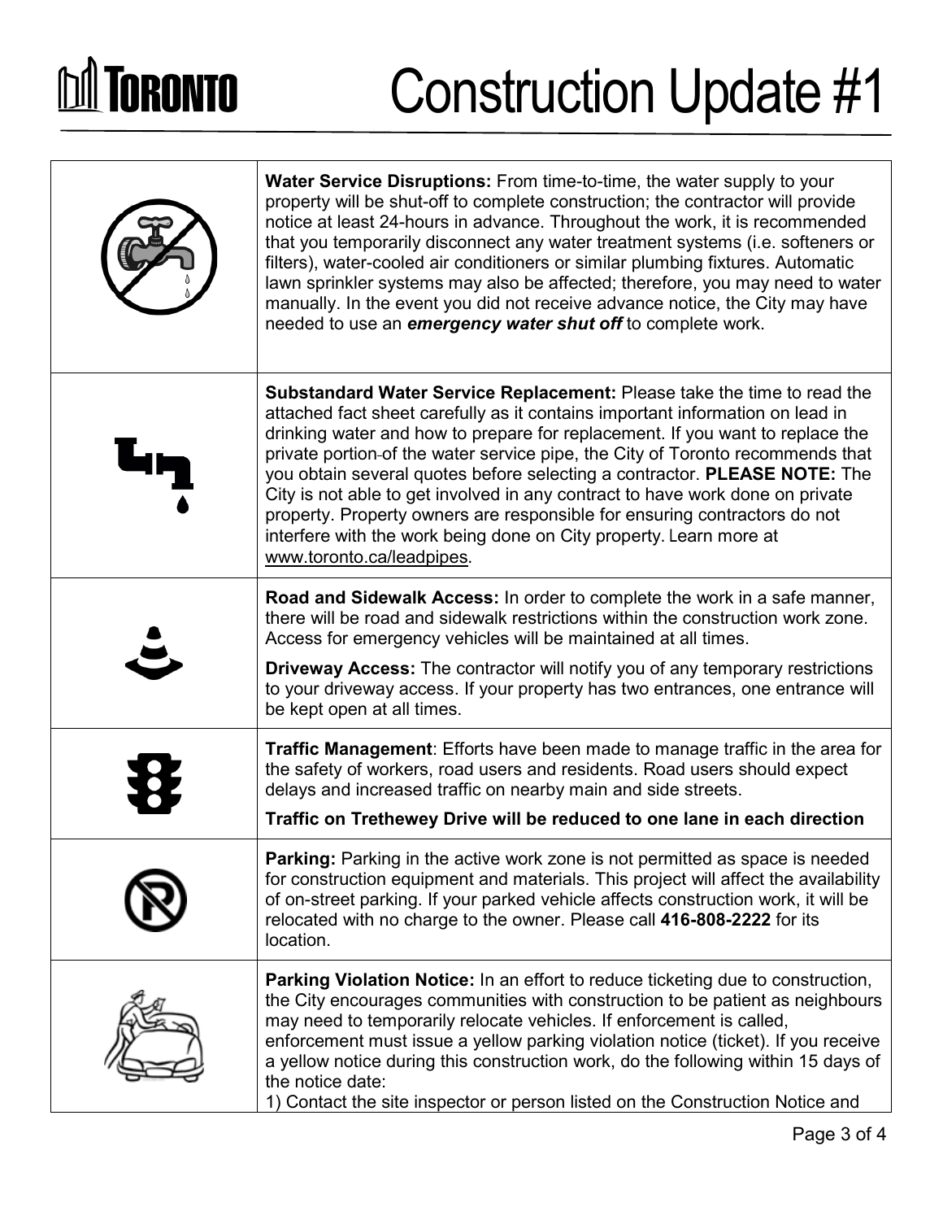# Construction Update #1

| | |
|---|---|
| | **Water Service Disruptions:** From time-to-time, the water supply to your property will be shut-off to complete construction; the contractor will provide notice at least 24-hours in advance. Throughout the work, it is recommended that you temporarily disconnect any water treatment systems (i.e. softeners or filters), water-cooled air conditioners or similar plumbing fixtures. Automatic lawn sprinkler systems may also be affected; therefore, you may need to water manually. In the event you did not receive advance notice, the City may have needed to use an ***emergency water shut off*** to complete work. |
| | **Substandard Water Service Replacement:** Please take the time to read the attached fact sheet carefully as it contains important information on lead in drinking water and how to prepare for replacement. If you want to replace the private portion of the water service pipe, the City of Toronto recommends that you obtain several quotes before selecting a contractor. **PLEASE NOTE:** The City is not able to get involved in any contract to have work done on private property. Property owners are responsible for ensuring contractors do not interfere with the work being done on City property. Learn more at www.toronto.ca/leadpipes. |
| | **Road and Sidewalk Access:** In order to complete the work in a safe manner, there will be road and sidewalk restrictions within the construction work zone. Access for emergency vehicles will be maintained at all times. <br><br> **Driveway Access:** The contractor will notify you of any temporary restrictions to your driveway access. If your property has two entrances, one entrance will be kept open at all times. |
| | **Traffic Management**: Efforts have been made to manage traffic in the area for the safety of workers, road users and residents. Road users should expect delays and increased traffic on nearby main and side streets. <br><br> **Traffic on Trethewey Drive will be reduced to one lane in each direction** |
| | **Parking:** Parking in the active work zone is not permitted as space is needed for construction equipment and materials. This project will affect the availability of on-street parking. If your parked vehicle affects construction work, it will be relocated with no charge to the owner. Please call **416-808-2222** for its location. |
| | **Parking Violation Notice:** In an effort to reduce ticketing due to construction, the City encourages communities with construction to be patient as neighbours may need to temporarily relocate vehicles. If enforcement is called, enforcement must issue a yellow parking violation notice (ticket). If you receive a yellow notice during this construction work, do the following within 15 days of the notice date: <br> 1) Contact the site inspector or person listed on the Construction Notice and |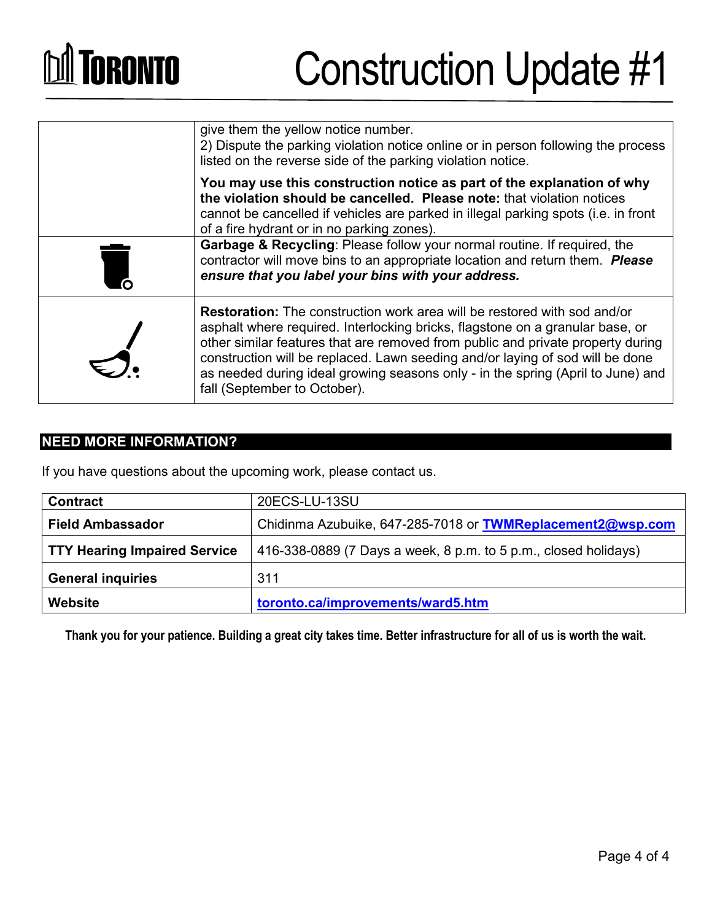| | |
|---|---|
| | give them the yellow notice number.<br>2) Dispute the parking violation notice online or in person following the process listed on the reverse side of the parking violation notice.<br>**You may use this construction notice as part of the explanation of why the violation should be cancelled. Please note:** that violation notices cannot be cancelled if vehicles are parked in illegal parking spots (i.e. in front of a fire hydrant or in no parking zones). |
| | **Garbage & Recycling**: Please follow your normal routine. If required, the contractor will move bins to an appropriate location and return them. ***Please ensure that you label your bins with your address.*** |
| | **Restoration:** The construction work area will be restored with sod and/or asphalt where required. Interlocking bricks, flagstone on a granular base, or other similar features that are removed from public and private property during construction will be replaced. Lawn seeding and/or laying of sod will be done as needed during ideal growing seasons only - in the spring (April to June) and fall (September to October). |

## NEED MORE INFORMATION?

If you have questions about the upcoming work, please contact us.

| | |
|---|---|
| **Contract** | 20ECS-LU-13SU |
| **Field Ambassador** | Chidinma Azubuike, 647-285-7018 or **TWMReplacement2@wsp.com** |
| **TTY Hearing Impaired Service** | 416-338-0889 (7 Days a week, 8 p.m. to 5 p.m., closed holidays) |
| **General inquiries** | 311 |
| **Website** | **toronto.ca/improvements/ward5.htm** |

**Thank you for your patience. Building a great city takes time. Better infrastructure for all of us is worth the wait.**